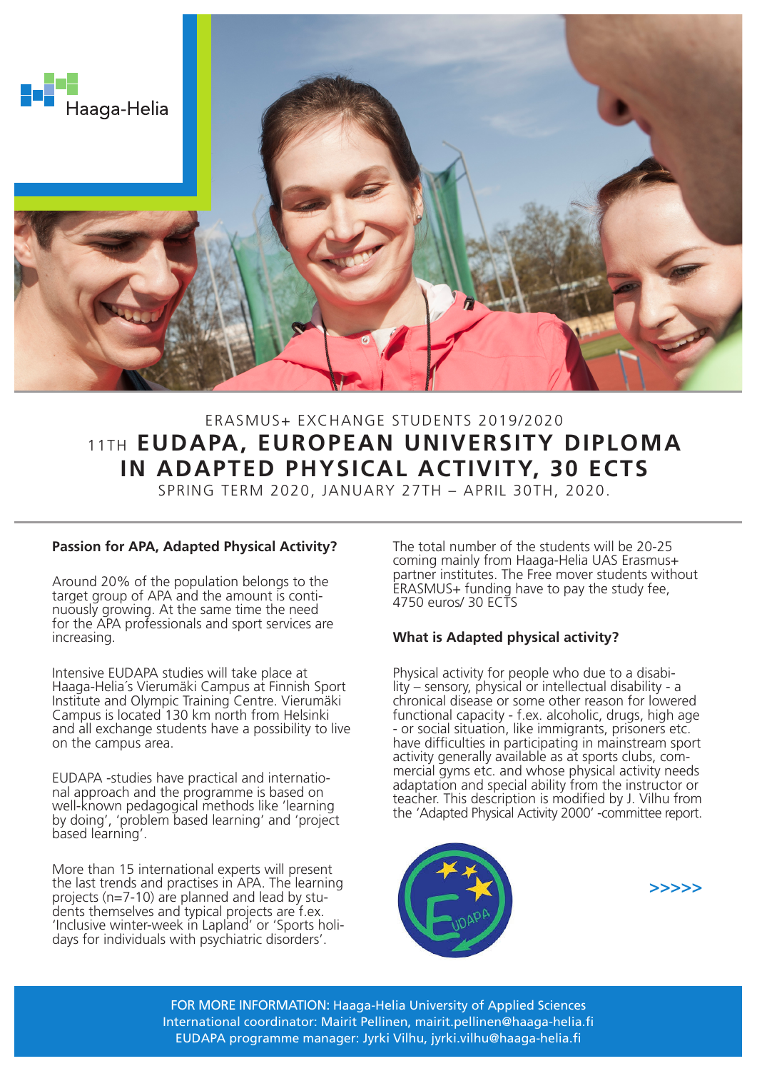ERASMUS+ EXCHANGE STUDENTS 2019/2020

# 11TH EUDAPA, EUROPEAN UNIVERSITY DIPLOMA IN ADAPTED PHYSICAL ACTIVITY, 30 ECTS

SPRING TERM 2020, JANUARY 27TH – APRIL 30TH, 2020.

### Passion for APA, Adapted Physical Activity?

Around 20% of the population belongs to the target group of APA and the amount is continuously growing. At the same time the need for the APA professionals and sport services are increasing.

Intensive EUDAPA studies will take place at Haaga-Helia´s Vierumäki Campus at Finnish Sport Institute and Olympic Training Centre. Vierumäki Campus is located 130 km north from Helsinki and all exchange students have a possibility to live on the campus area.

EUDAPA -studies have practical and international approach and the programme is based on well-known pedagogical methods like 'learning by doing', 'problem based learning' and 'project based learning'.

More than 15 international experts will present the last trends and practises in APA. The learning projects (n=7-10) are planned and lead by students themselves and typical projects are f.ex. 'Inclusive winter-week in Lapland' or 'Sports holidays for individuals with psychiatric disorders'.

The total number of the students will be 20-25 coming mainly from Haaga-Helia UAS Erasmus+ partner institutes. The Free mover students without ERASMUS+ funding have to pay the study fee, 4750 euros/ 30 ECTS

### What is Adapted physical activity?

Physical activity for people who due to a disability – sensory, physical or intellectual disability - a chronical disease or some other reason for lowered functional capacity - f.ex. alcoholic, drugs, high age - or social situation, like immigrants, prisoners etc. have difficulties in participating in mainstream sport activity generally available as at sports clubs, commercial gyms etc. and whose physical activity needs adaptation and special ability from the instructor or teacher. This description is modified by J. Vilhu from the 'Adapted Physical Activity 2000' -committee report.

>>>>>

FOR MORE INFORMATION: Haaga-Helia University of Applied Sciences
International coordinator: Mairit Pellinen, mairit.pellinen@haaga-helia.fi
EUDAPA programme manager: Jyrki Vilhu, jyrki.vilhu@haaga-helia.fi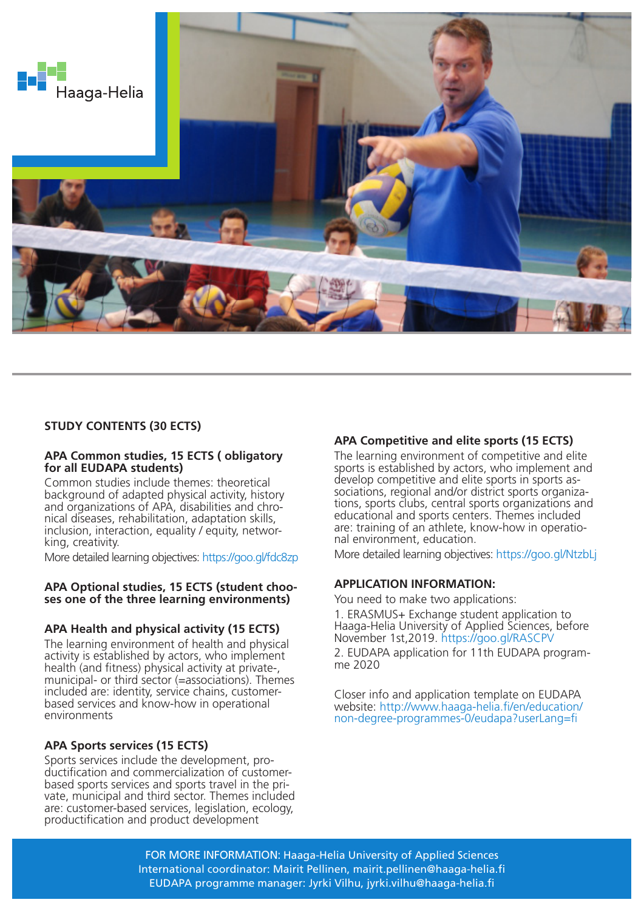Haaga-Helia

## STUDY CONTENTS (30 ECTS)

### APA Common studies, 15 ECTS ( obligatory for all EUDAPA students)

Common studies include themes: theoretical background of adapted physical activity, history and organizations of APA, disabilities and chronical diseases, rehabilitation, adaptation skills, inclusion, interaction, equality / equity, networking, creativity.

More detailed learning objectives: https://goo.gl/fdc8zp

### APA Optional studies, 15 ECTS (student chooses one of the three learning environments)

### APA Health and physical activity (15 ECTS)

The learning environment of health and physical activity is established by actors, who implement health (and fitness) physical activity at private-, municipal- or third sector (=associations). Themes included are: identity, service chains, customer-based services and know-how in operational environments

### APA Sports services (15 ECTS)

Sports services include the development, productification and commercialization of customer-based sports services and sports travel in the private, municipal and third sector. Themes included are: customer-based services, legislation, ecology, productification and product development

### APA Competitive and elite sports (15 ECTS)

The learning environment of competitive and elite sports is established by actors, who implement and develop competitive and elite sports in sports associations, regional and/or district sports organizations, sports clubs, central sports organizations and educational and sports centers. Themes included are: training of an athlete, know-how in operational environment, education.

More detailed learning objectives: https://goo.gl/NtzbLj

## APPLICATION INFORMATION:

You need to make two applications:

1. ERASMUS+ Exchange student application to Haaga-Helia University of Applied Sciences, before November 1st,2019. https://goo.gl/RASCPV
2. EUDAPA application for 11th EUDAPA programme 2020

Closer info and application template on EUDAPA website: http://www.haaga-helia.fi/en/education/non-degree-programmes-0/eudapa?userLang=fi

FOR MORE INFORMATION: Haaga-Helia University of Applied Sciences
International coordinator: Mairit Pellinen, mairit.pellinen@haaga-helia.fi
EUDAPA programme manager: Jyrki Vilhu, jyrki.vilhu@haaga-helia.fi